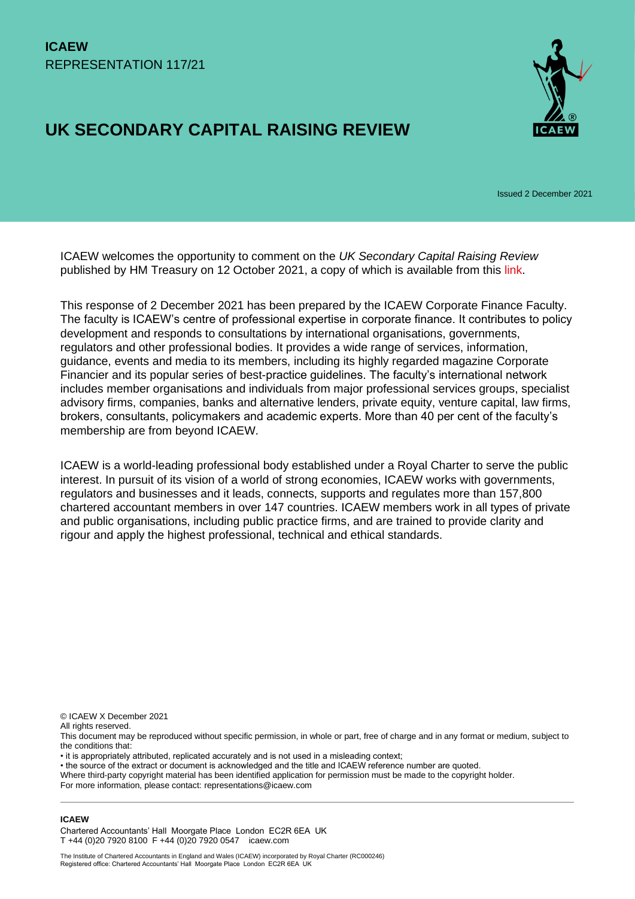**ICAEW**
REPRESENTATION 117/21

# UK SECONDARY CAPITAL RAISING REVIEW

Issued 2 December 2021

ICAEW welcomes the opportunity to comment on the *UK Secondary Capital Raising Review* published by HM Treasury on 12 October 2021, a copy of which is available from this link.

This response of 2 December 2021 has been prepared by the ICAEW Corporate Finance Faculty. The faculty is ICAEW's centre of professional expertise in corporate finance. It contributes to policy development and responds to consultations by international organisations, governments, regulators and other professional bodies. It provides a wide range of services, information, guidance, events and media to its members, including its highly regarded magazine Corporate Financier and its popular series of best-practice guidelines. The faculty's international network includes member organisations and individuals from major professional services groups, specialist advisory firms, companies, banks and alternative lenders, private equity, venture capital, law firms, brokers, consultants, policymakers and academic experts. More than 40 per cent of the faculty's membership are from beyond ICAEW.

ICAEW is a world-leading professional body established under a Royal Charter to serve the public interest. In pursuit of its vision of a world of strong economies, ICAEW works with governments, regulators and businesses and it leads, connects, supports and regulates more than 157,800 chartered accountant members in over 147 countries. ICAEW members work in all types of private and public organisations, including public practice firms, and are trained to provide clarity and rigour and apply the highest professional, technical and ethical standards.

© ICAEW X December 2021
All rights reserved.
This document may be reproduced without specific permission, in whole or part, free of charge and in any format or medium, subject to the conditions that:
• it is appropriately attributed, replicated accurately and is not used in a misleading context;
• the source of the extract or document is acknowledged and the title and ICAEW reference number are quoted.
Where third-party copyright material has been identified application for permission must be made to the copyright holder.
For more information, please contact: representations@icaew.com

**ICAEW**
Chartered Accountants' Hall Moorgate Place London EC2R 6EA UK
T +44 (0)20 7920 8100 F +44 (0)20 7920 0547 icaew.com

The Institute of Chartered Accountants in England and Wales (ICAEW) incorporated by Royal Charter (RC000246)
Registered office: Chartered Accountants' Hall Moorgate Place London EC2R 6EA UK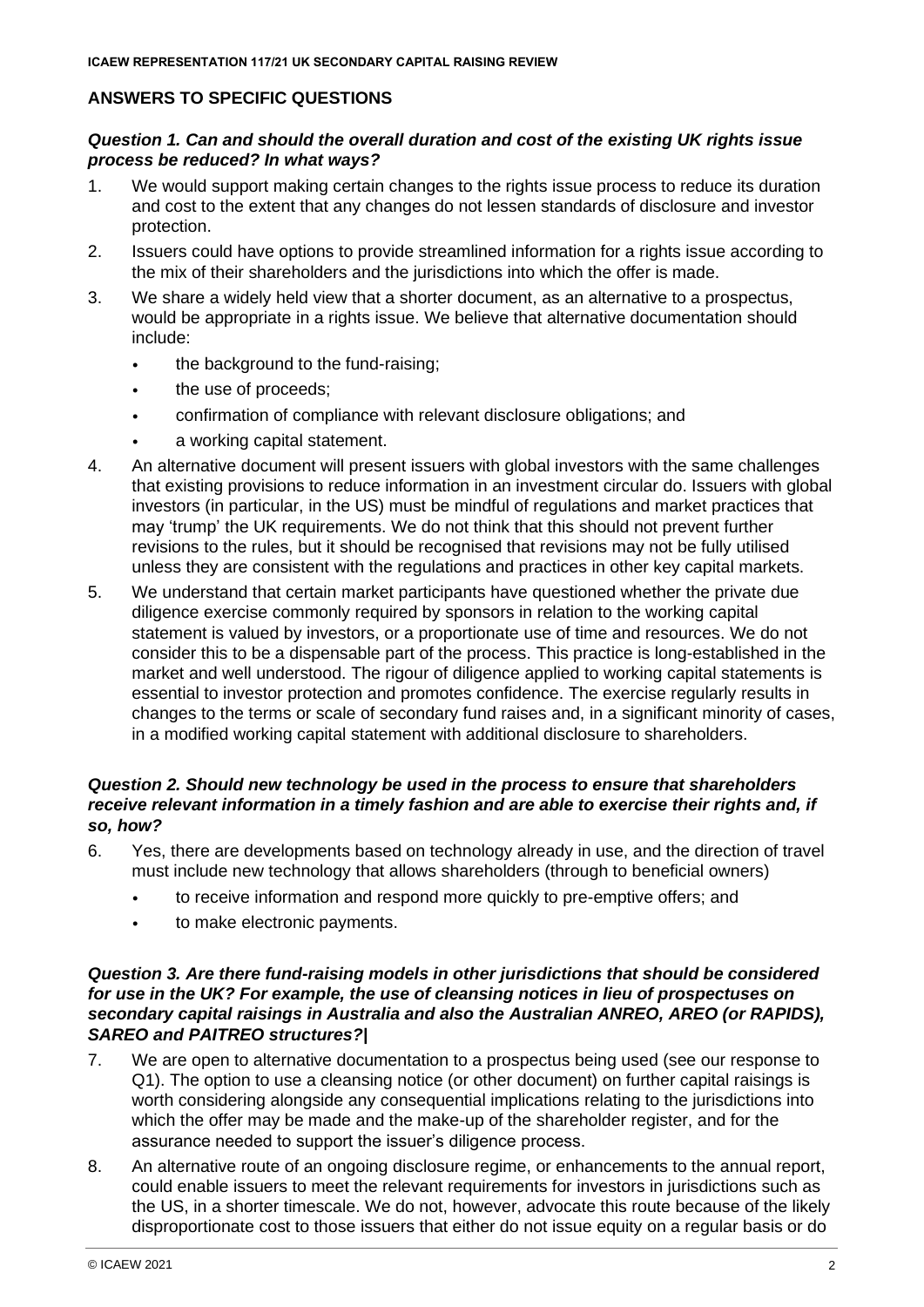## ANSWERS TO SPECIFIC QUESTIONS

***Question 1. Can and should the overall duration and cost of the existing UK rights issue process be reduced? In what ways?***

1. We would support making certain changes to the rights issue process to reduce its duration and cost to the extent that any changes do not lessen standards of disclosure and investor protection.
2. Issuers could have options to provide streamlined information for a rights issue according to the mix of their shareholders and the jurisdictions into which the offer is made.
3. We share a widely held view that a shorter document, as an alternative to a prospectus, would be appropriate in a rights issue. We believe that alternative documentation should include:
   - the background to the fund-raising;
   - the use of proceeds;
   - confirmation of compliance with relevant disclosure obligations; and
   - a working capital statement.
4. An alternative document will present issuers with global investors with the same challenges that existing provisions to reduce information in an investment circular do. Issuers with global investors (in particular, in the US) must be mindful of regulations and market practices that may 'trump' the UK requirements. We do not think that this should not prevent further revisions to the rules, but it should be recognised that revisions may not be fully utilised unless they are consistent with the regulations and practices in other key capital markets.
5. We understand that certain market participants have questioned whether the private due diligence exercise commonly required by sponsors in relation to the working capital statement is valued by investors, or a proportionate use of time and resources. We do not consider this to be a dispensable part of the process. This practice is long-established in the market and well understood. The rigour of diligence applied to working capital statements is essential to investor protection and promotes confidence. The exercise regularly results in changes to the terms or scale of secondary fund raises and, in a significant minority of cases, in a modified working capital statement with additional disclosure to shareholders.

***Question 2. Should new technology be used in the process to ensure that shareholders receive relevant information in a timely fashion and are able to exercise their rights and, if so, how?***

6. Yes, there are developments based on technology already in use, and the direction of travel must include new technology that allows shareholders (through to beneficial owners)
   - to receive information and respond more quickly to pre-emptive offers; and
   - to make electronic payments.

***Question 3. Are there fund-raising models in other jurisdictions that should be considered for use in the UK? For example, the use of cleansing notices in lieu of prospectuses on secondary capital raisings in Australia and also the Australian ANREO, AREO (or RAPIDS), SAREO and PAITREO structures?|***

7. We are open to alternative documentation to a prospectus being used (see our response to Q1). The option to use a cleansing notice (or other document) on further capital raisings is worth considering alongside any consequential implications relating to the jurisdictions into which the offer may be made and the make-up of the shareholder register, and for the assurance needed to support the issuer's diligence process.
8. An alternative route of an ongoing disclosure regime, or enhancements to the annual report, could enable issuers to meet the relevant requirements for investors in jurisdictions such as the US, in a shorter timescale. We do not, however, advocate this route because of the likely disproportionate cost to those issuers that either do not issue equity on a regular basis or do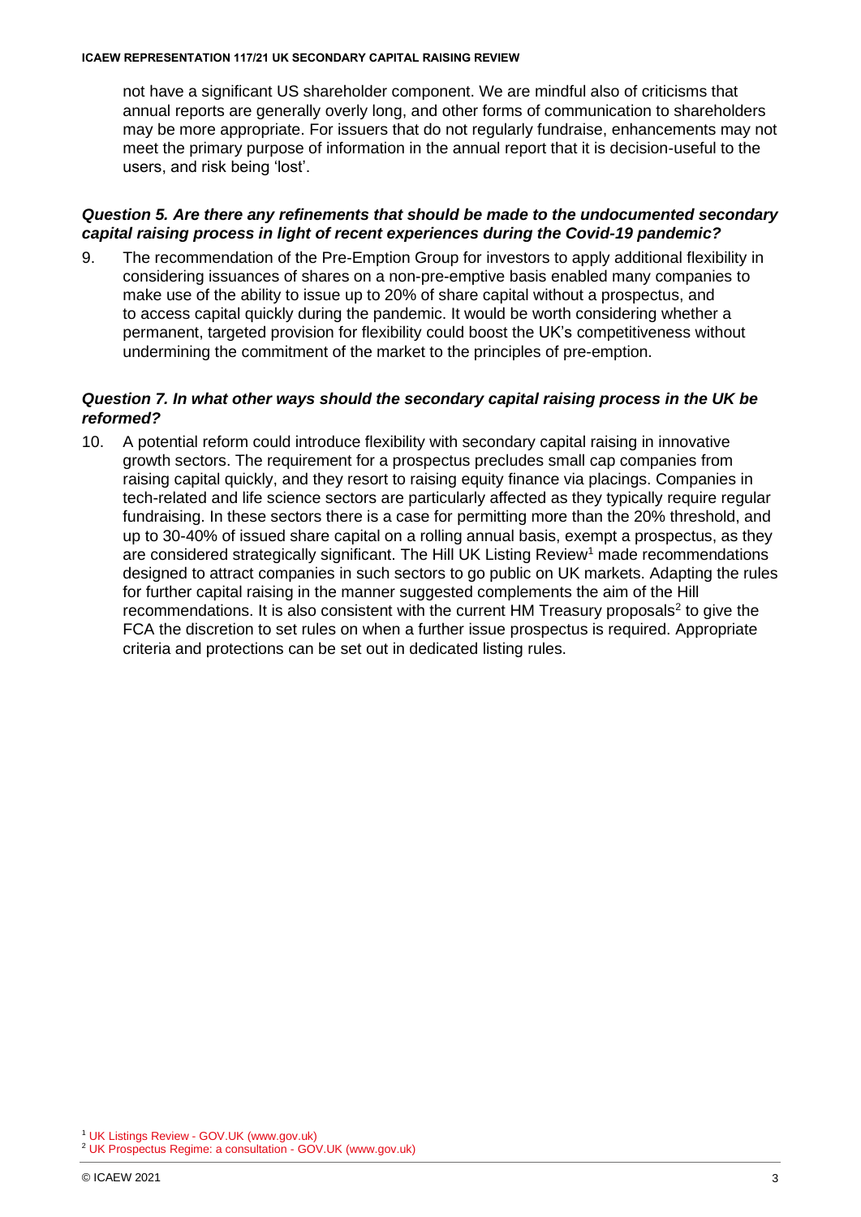not have a significant US shareholder component. We are mindful also of criticisms that annual reports are generally overly long, and other forms of communication to shareholders may be more appropriate. For issuers that do not regularly fundraise, enhancements may not meet the primary purpose of information in the annual report that it is decision-useful to the users, and risk being 'lost'.

***Question 5. Are there any refinements that should be made to the undocumented secondary capital raising process in light of recent experiences during the Covid-19 pandemic?***

9. The recommendation of the Pre-Emption Group for investors to apply additional flexibility in considering issuances of shares on a non-pre-emptive basis enabled many companies to make use of the ability to issue up to 20% of share capital without a prospectus, and to access capital quickly during the pandemic. It would be worth considering whether a permanent, targeted provision for flexibility could boost the UK's competitiveness without undermining the commitment of the market to the principles of pre-emption.

***Question 7. In what other ways should the secondary capital raising process in the UK be reformed?***

10. A potential reform could introduce flexibility with secondary capital raising in innovative growth sectors. The requirement for a prospectus precludes small cap companies from raising capital quickly, and they resort to raising equity finance via placings. Companies in tech-related and life science sectors are particularly affected as they typically require regular fundraising. In these sectors there is a case for permitting more than the 20% threshold, and up to 30-40% of issued share capital on a rolling annual basis, exempt a prospectus, as they are considered strategically significant. The Hill UK Listing Review[1] made recommendations designed to attract companies in such sectors to go public on UK markets. Adapting the rules for further capital raising in the manner suggested complements the aim of the Hill recommendations. It is also consistent with the current HM Treasury proposals[2] to give the FCA the discretion to set rules on when a further issue prospectus is required. Appropriate criteria and protections can be set out in dedicated listing rules.

[1] UK Listings Review - GOV.UK (www.gov.uk)

[2] UK Prospectus Regime: a consultation - GOV.UK (www.gov.uk)